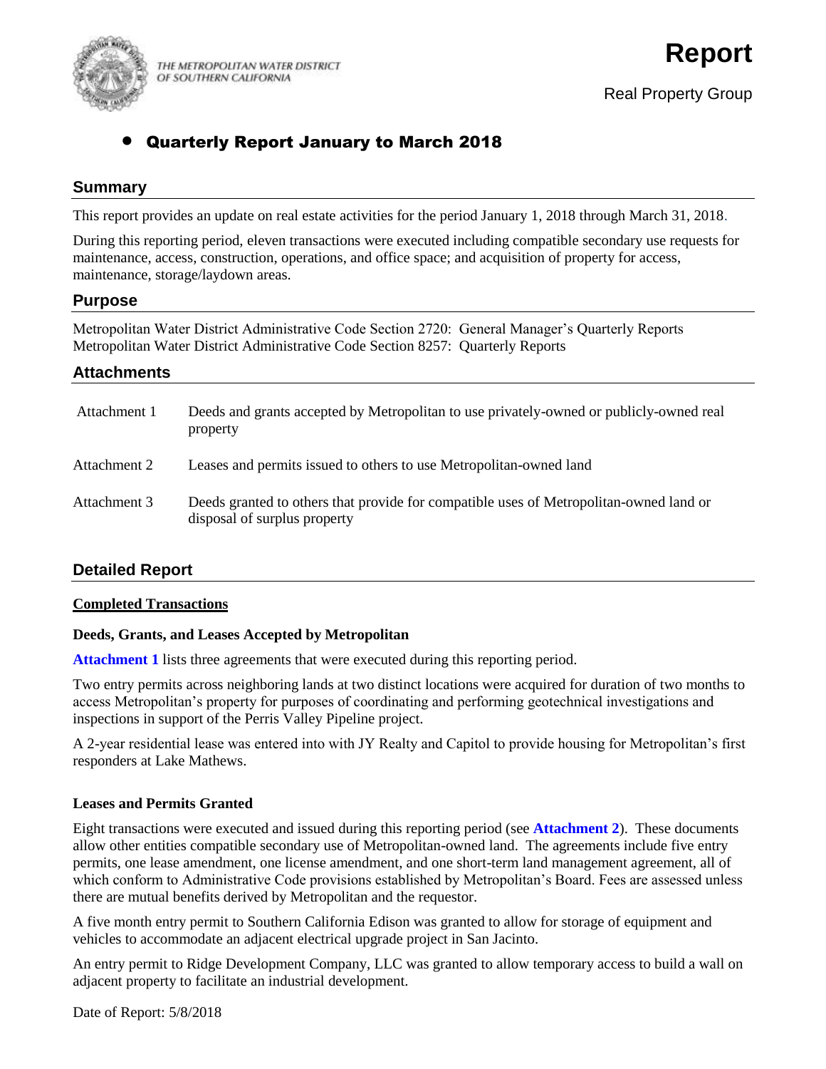THE METROPOLITAN WATER DISTRICT OF SOUTHERN CALIFORNIA

# Report

Real Property Group

## • Quarterly Report January to March 2018

## Summary

This report provides an update on real estate activities for the period January 1, 2018 through March 31, 2018.

During this reporting period, eleven transactions were executed including compatible secondary use requests for maintenance, access, construction, operations, and office space; and acquisition of property for access, maintenance, storage/laydown areas.

## Purpose

Metropolitan Water District Administrative Code Section 2720: General Manager's Quarterly Reports
Metropolitan Water District Administrative Code Section 8257: Quarterly Reports

## Attachments

| | |
|---|---|
| Attachment 1 | Deeds and grants accepted by Metropolitan to use privately-owned or publicly-owned real property |
| Attachment 2 | Leases and permits issued to others to use Metropolitan-owned land |
| Attachment 3 | Deeds granted to others that provide for compatible uses of Metropolitan-owned land or disposal of surplus property |

## Detailed Report

### Completed Transactions

**Deeds, Grants, and Leases Accepted by Metropolitan**

**Attachment 1** lists three agreements that were executed during this reporting period.

Two entry permits across neighboring lands at two distinct locations were acquired for duration of two months to access Metropolitan's property for purposes of coordinating and performing geotechnical investigations and inspections in support of the Perris Valley Pipeline project.

A 2-year residential lease was entered into with JY Realty and Capitol to provide housing for Metropolitan's first responders at Lake Mathews.

**Leases and Permits Granted**

Eight transactions were executed and issued during this reporting period (see **Attachment 2**). These documents allow other entities compatible secondary use of Metropolitan-owned land. The agreements include five entry permits, one lease amendment, one license amendment, and one short-term land management agreement, all of which conform to Administrative Code provisions established by Metropolitan's Board. Fees are assessed unless there are mutual benefits derived by Metropolitan and the requestor.

A five month entry permit to Southern California Edison was granted to allow for storage of equipment and vehicles to accommodate an adjacent electrical upgrade project in San Jacinto.

An entry permit to Ridge Development Company, LLC was granted to allow temporary access to build a wall on adjacent property to facilitate an industrial development.

Date of Report: 5/8/2018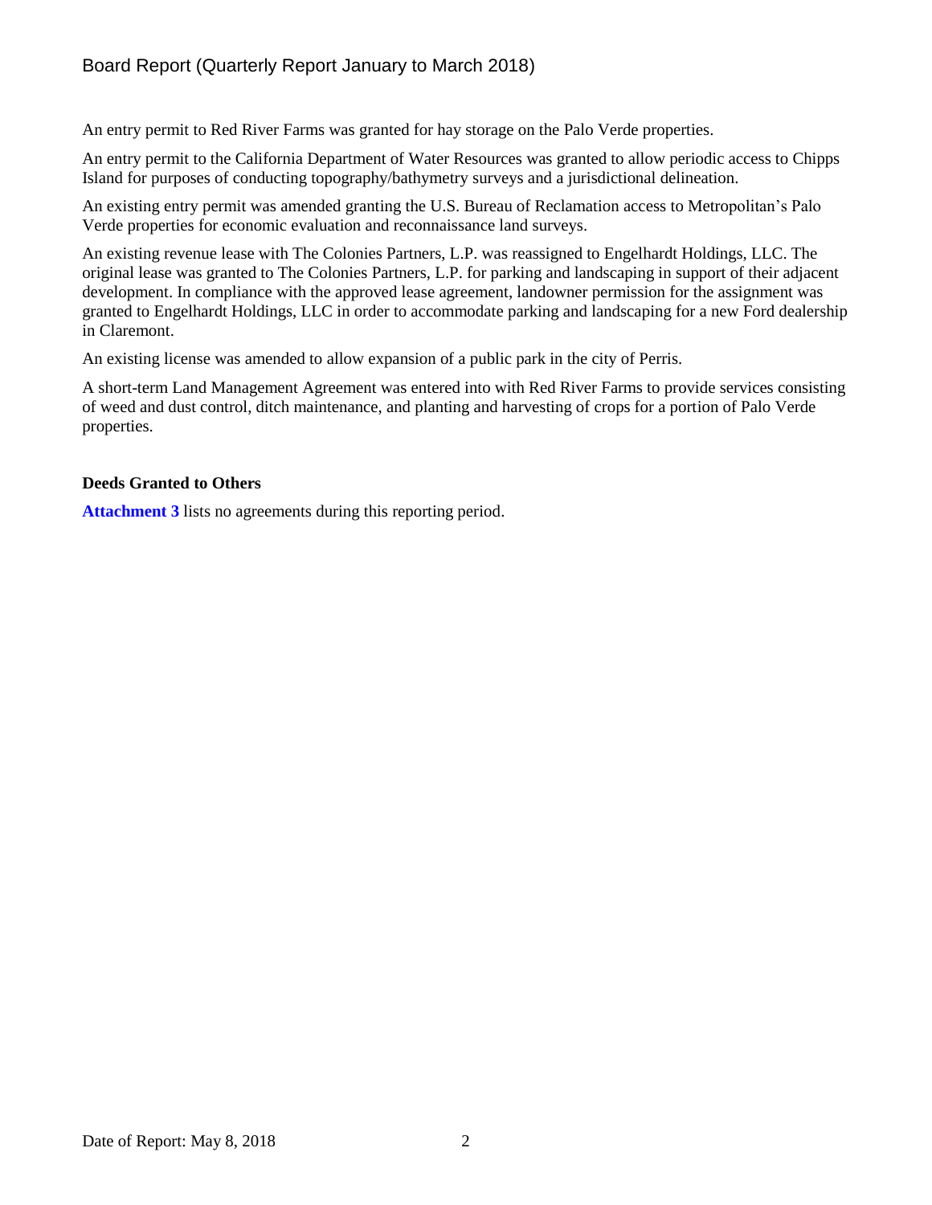An entry permit to Red River Farms was granted for hay storage on the Palo Verde properties.

An entry permit to the California Department of Water Resources was granted to allow periodic access to Chipps Island for purposes of conducting topography/bathymetry surveys and a jurisdictional delineation.

An existing entry permit was amended granting the U.S. Bureau of Reclamation access to Metropolitan's Palo Verde properties for economic evaluation and reconnaissance land surveys.

An existing revenue lease with The Colonies Partners, L.P. was reassigned to Engelhardt Holdings, LLC. The original lease was granted to The Colonies Partners, L.P. for parking and landscaping in support of their adjacent development. In compliance with the approved lease agreement, landowner permission for the assignment was granted to Engelhardt Holdings, LLC in order to accommodate parking and landscaping for a new Ford dealership in Claremont.

An existing license was amended to allow expansion of a public park in the city of Perris.

A short-term Land Management Agreement was entered into with Red River Farms to provide services consisting of weed and dust control, ditch maintenance, and planting and harvesting of crops for a portion of Palo Verde properties.

**Deeds Granted to Others**

**Attachment 3** lists no agreements during this reporting period.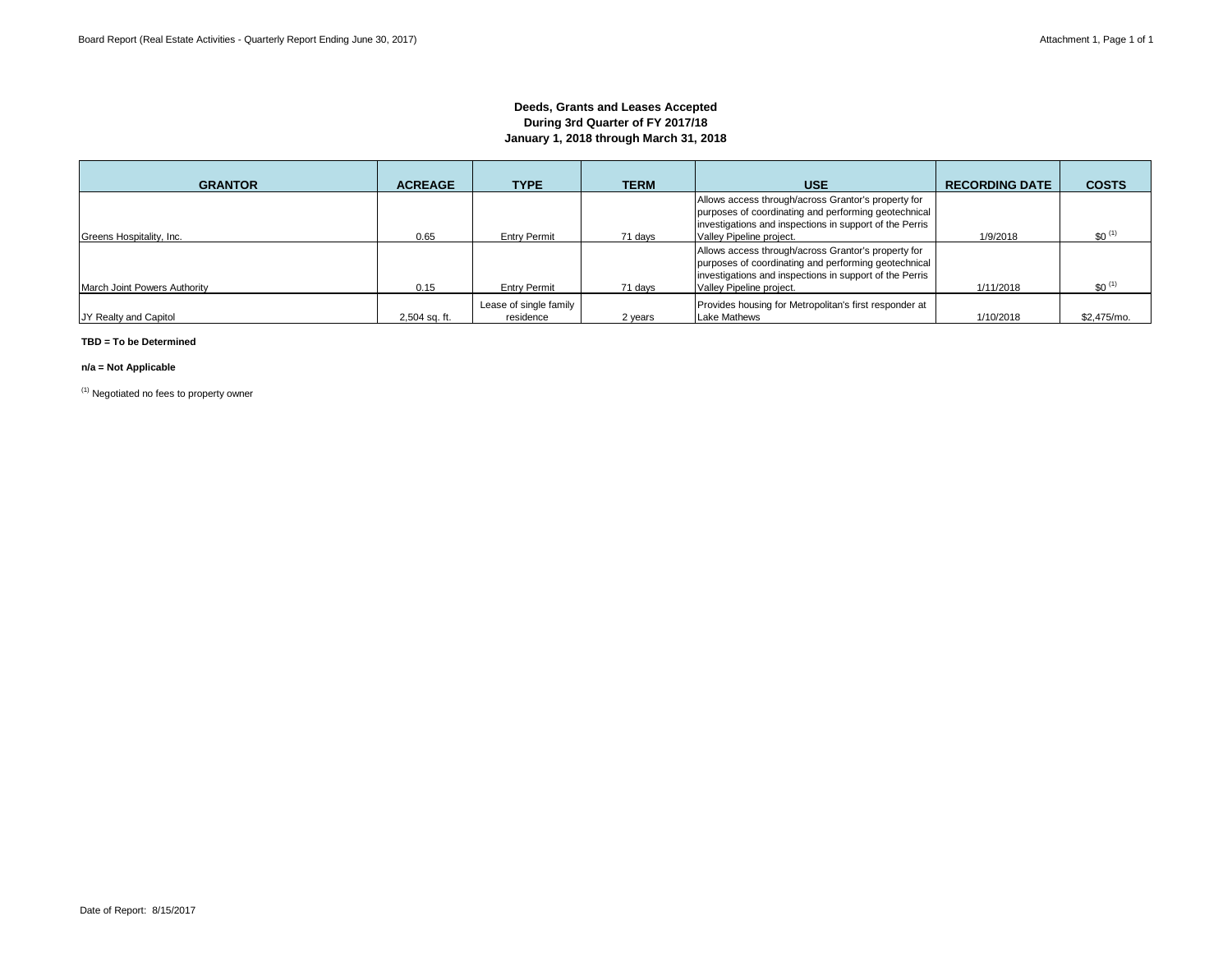**Deeds, Grants and Leases Accepted**
**During 3rd Quarter of FY 2017/18**
**January 1, 2018 through March 31, 2018**

| GRANTOR | ACREAGE | TYPE | TERM | USE | RECORDING DATE | COSTS |
|---|---|---|---|---|---|---|
| Greens Hospitality, Inc. | 0.65 | Entry Permit | 71 days | Allows access through/across Grantor's property for purposes of coordinating and performing geotechnical investigations and inspections in support of the Perris Valley Pipeline project. | 1/9/2018 | $0 [(1)] |
| March Joint Powers Authority | 0.15 | Entry Permit | 71 days | Allows access through/across Grantor's property for purposes of coordinating and performing geotechnical investigations and inspections in support of the Perris Valley Pipeline project. | 1/11/2018 | $0 [(1)] |
| JY Realty and Capitol | 2,504 sq. ft. | Lease of single family residence | 2 years | Provides housing for Metropolitan's first responder at Lake Mathews | 1/10/2018 | $2,475/mo. |

**TBD = To be Determined**

**n/a = Not Applicable**

[(1)] Negotiated no fees to property owner

Date of Report: 8/15/2017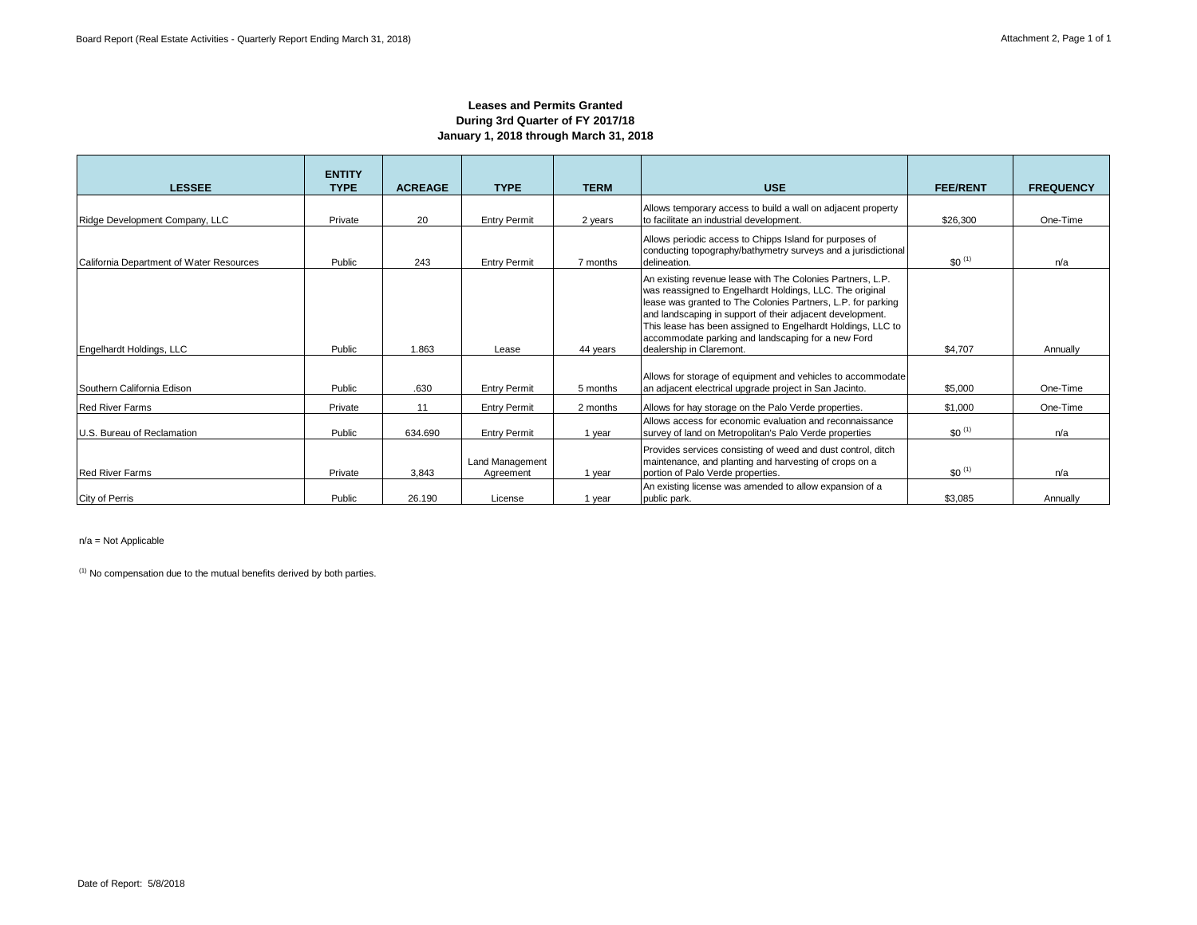### Leases and Permits Granted
### During 3rd Quarter of FY 2017/18
### January 1, 2018 through March 31, 2018

| LESSEE | ENTITY TYPE | ACREAGE | TYPE | TERM | USE | FEE/RENT | FREQUENCY |
|---|---|---|---|---|---|---|---|
| Ridge Development Company, LLC | Private | 20 | Entry Permit | 2 years | Allows temporary access to build a wall on adjacent property to facilitate an industrial development. | $26,300 | One-Time |
| California Department of Water Resources | Public | 243 | Entry Permit | 7 months | Allows periodic access to Chipps Island for purposes of conducting topography/bathymetry surveys and a jurisdictional delineation. | $0 [1] | n/a |
| Engelhardt Holdings, LLC | Public | 1.863 | Lease | 44 years | An existing revenue lease with The Colonies Partners, L.P. was reassigned to Engelhardt Holdings, LLC. The original lease was granted to The Colonies Partners, L.P. for parking and landscaping in support of their adjacent development. This lease has been assigned to Engelhardt Holdings, LLC to accommodate parking and landscaping for a new Ford dealership in Claremont. | $4,707 | Annually |
| Southern California Edison | Public | .630 | Entry Permit | 5 months | Allows for storage of equipment and vehicles to accommodate an adjacent electrical upgrade project in San Jacinto. | $5,000 | One-Time |
| Red River Farms | Private | 11 | Entry Permit | 2 months | Allows for hay storage on the Palo Verde properties. | $1,000 | One-Time |
| U.S. Bureau of Reclamation | Public | 634.690 | Entry Permit | 1 year | Allows access for economic evaluation and reconnaissance survey of land on Metropolitan's Palo Verde properties | $0 [1] | n/a |
| Red River Farms | Private | 3,843 | Land Management Agreement | 1 year | Provides services consisting of weed and dust control, ditch maintenance, and planting and harvesting of crops on a portion of Palo Verde properties. | $0 [1] | n/a |
| City of Perris | Public | 26.190 | License | 1 year | An existing license was amended to allow expansion of a public park. | $3,085 | Annually |

n/a = Not Applicable

[1] No compensation due to the mutual benefits derived by both parties.

Date of Report: 5/8/2018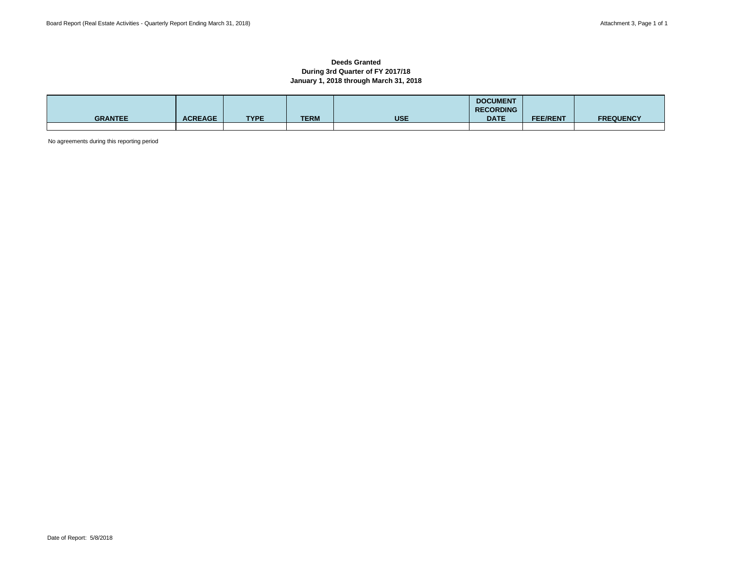**Deeds Granted**
**During 3rd Quarter of FY 2017/18**
**January 1, 2018 through March 31, 2018**

| GRANTEE | ACREAGE | TYPE | TERM | USE | DOCUMENT RECORDING DATE | FEE/RENT | FREQUENCY |
|---|---|---|---|---|---|---|---|
| | | | | | | | |

No agreements during this reporting period

Date of Report: 5/8/2018